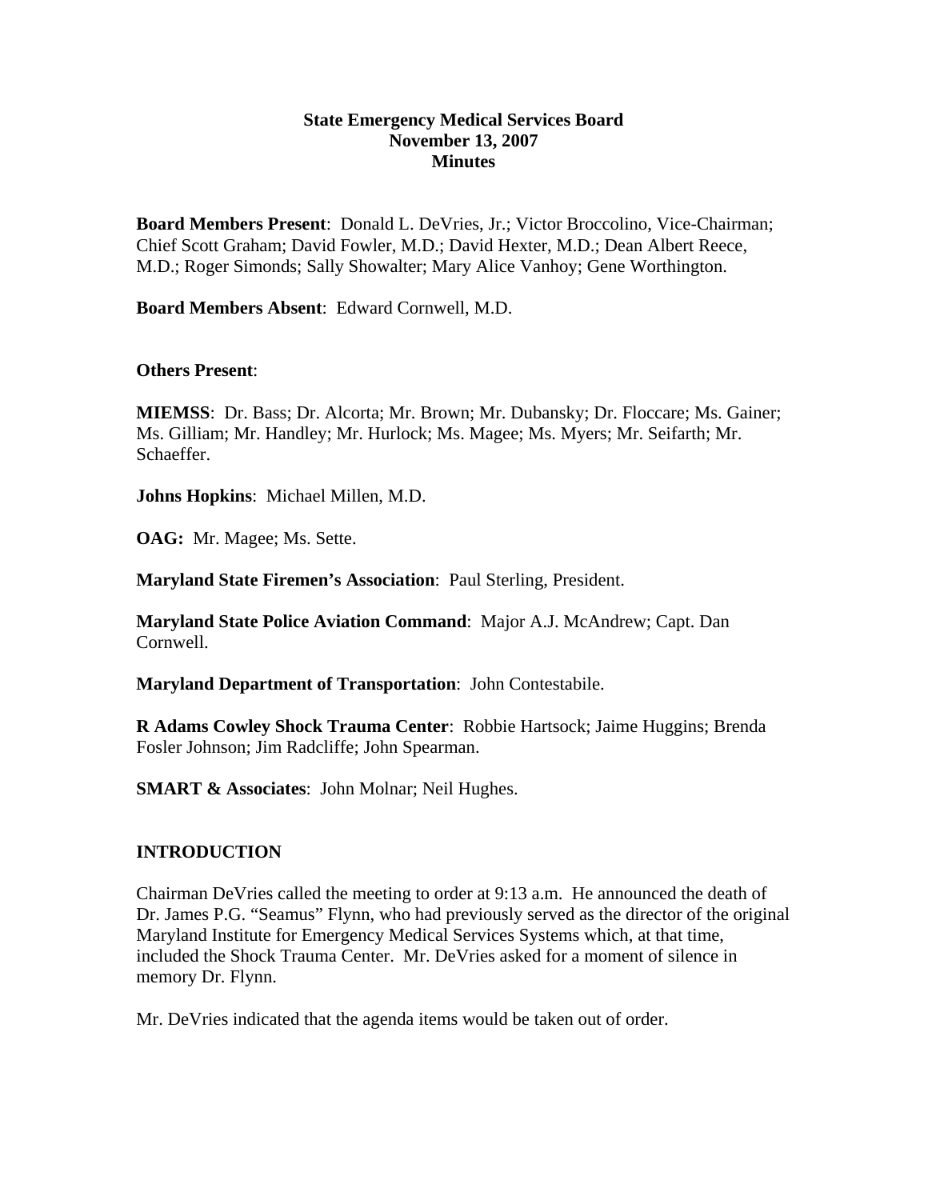**State Emergency Medical Services Board**
**November 13, 2007**
**Minutes**

**Board Members Present**: Donald L. DeVries, Jr.; Victor Broccolino, Vice-Chairman; Chief Scott Graham; David Fowler, M.D.; David Hexter, M.D.; Dean Albert Reece, M.D.; Roger Simonds; Sally Showalter; Mary Alice Vanhoy; Gene Worthington.

**Board Members Absent**: Edward Cornwell, M.D.

**Others Present**:

**MIEMSS**: Dr. Bass; Dr. Alcorta; Mr. Brown; Mr. Dubansky; Dr. Floccare; Ms. Gainer; Ms. Gilliam; Mr. Handley; Mr. Hurlock; Ms. Magee; Ms. Myers; Mr. Seifarth; Mr. Schaeffer.

**Johns Hopkins**: Michael Millen, M.D.

**OAG:** Mr. Magee; Ms. Sette.

**Maryland State Firemen's Association**: Paul Sterling, President.

**Maryland State Police Aviation Command**: Major A.J. McAndrew; Capt. Dan Cornwell.

**Maryland Department of Transportation**: John Contestabile.

**R Adams Cowley Shock Trauma Center**: Robbie Hartsock; Jaime Huggins; Brenda Fosler Johnson; Jim Radcliffe; John Spearman.

**SMART & Associates**: John Molnar; Neil Hughes.

## INTRODUCTION

Chairman DeVries called the meeting to order at 9:13 a.m. He announced the death of Dr. James P.G. "Seamus" Flynn, who had previously served as the director of the original Maryland Institute for Emergency Medical Services Systems which, at that time, included the Shock Trauma Center. Mr. DeVries asked for a moment of silence in memory Dr. Flynn.

Mr. DeVries indicated that the agenda items would be taken out of order.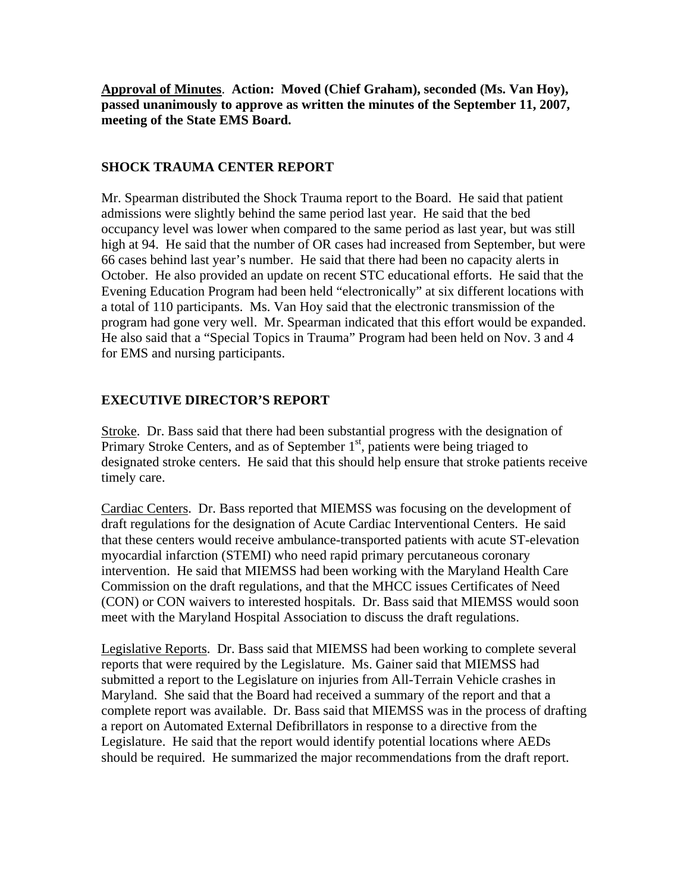**Approval of Minutes**. **Action: Moved (Chief Graham), seconded (Ms. Van Hoy), passed unanimously to approve as written the minutes of the September 11, 2007, meeting of the State EMS Board.**

## SHOCK TRAUMA CENTER REPORT

Mr. Spearman distributed the Shock Trauma report to the Board. He said that patient admissions were slightly behind the same period last year. He said that the bed occupancy level was lower when compared to the same period as last year, but was still high at 94. He said that the number of OR cases had increased from September, but were 66 cases behind last year's number. He said that there had been no capacity alerts in October. He also provided an update on recent STC educational efforts. He said that the Evening Education Program had been held "electronically" at six different locations with a total of 110 participants. Ms. Van Hoy said that the electronic transmission of the program had gone very well. Mr. Spearman indicated that this effort would be expanded. He also said that a "Special Topics in Trauma" Program had been held on Nov. 3 and 4 for EMS and nursing participants.

## EXECUTIVE DIRECTOR'S REPORT

Stroke. Dr. Bass said that there had been substantial progress with the designation of Primary Stroke Centers, and as of September 1st, patients were being triaged to designated stroke centers. He said that this should help ensure that stroke patients receive timely care.

Cardiac Centers. Dr. Bass reported that MIEMSS was focusing on the development of draft regulations for the designation of Acute Cardiac Interventional Centers. He said that these centers would receive ambulance-transported patients with acute ST-elevation myocardial infarction (STEMI) who need rapid primary percutaneous coronary intervention. He said that MIEMSS had been working with the Maryland Health Care Commission on the draft regulations, and that the MHCC issues Certificates of Need (CON) or CON waivers to interested hospitals. Dr. Bass said that MIEMSS would soon meet with the Maryland Hospital Association to discuss the draft regulations.

Legislative Reports. Dr. Bass said that MIEMSS had been working to complete several reports that were required by the Legislature. Ms. Gainer said that MIEMSS had submitted a report to the Legislature on injuries from All-Terrain Vehicle crashes in Maryland. She said that the Board had received a summary of the report and that a complete report was available. Dr. Bass said that MIEMSS was in the process of drafting a report on Automated External Defibrillators in response to a directive from the Legislature. He said that the report would identify potential locations where AEDs should be required. He summarized the major recommendations from the draft report.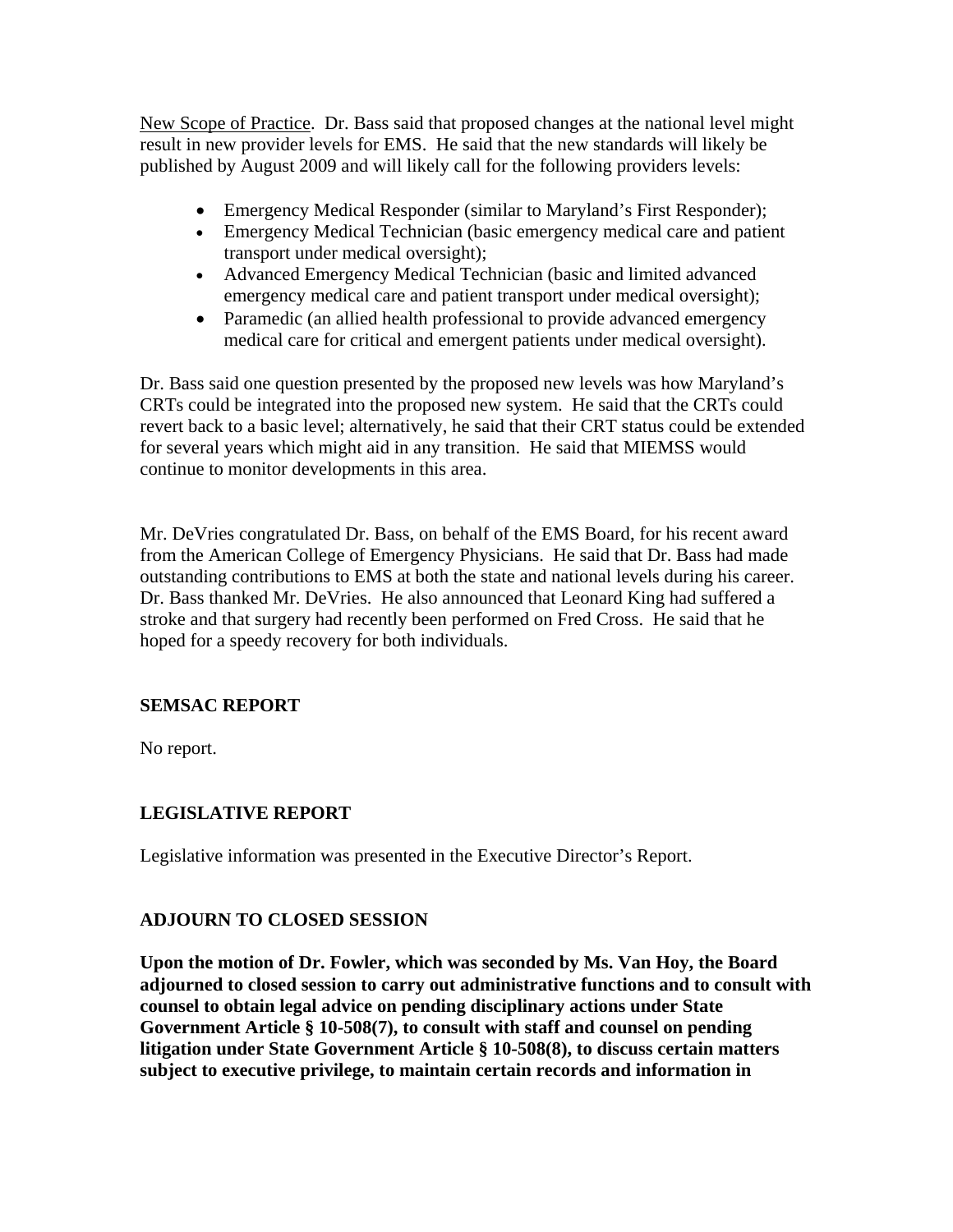New Scope of Practice. Dr. Bass said that proposed changes at the national level might result in new provider levels for EMS. He said that the new standards will likely be published by August 2009 and will likely call for the following providers levels:

- Emergency Medical Responder (similar to Maryland's First Responder);
- Emergency Medical Technician (basic emergency medical care and patient transport under medical oversight);
- Advanced Emergency Medical Technician (basic and limited advanced emergency medical care and patient transport under medical oversight);
- Paramedic (an allied health professional to provide advanced emergency medical care for critical and emergent patients under medical oversight).

Dr. Bass said one question presented by the proposed new levels was how Maryland's CRTs could be integrated into the proposed new system. He said that the CRTs could revert back to a basic level; alternatively, he said that their CRT status could be extended for several years which might aid in any transition. He said that MIEMSS would continue to monitor developments in this area.

Mr. DeVries congratulated Dr. Bass, on behalf of the EMS Board, for his recent award from the American College of Emergency Physicians. He said that Dr. Bass had made outstanding contributions to EMS at both the state and national levels during his career. Dr. Bass thanked Mr. DeVries. He also announced that Leonard King had suffered a stroke and that surgery had recently been performed on Fred Cross. He said that he hoped for a speedy recovery for both individuals.

## SEMSAC REPORT

No report.

## LEGISLATIVE REPORT

Legislative information was presented in the Executive Director's Report.

## ADJOURN TO CLOSED SESSION

**Upon the motion of Dr. Fowler, which was seconded by Ms. Van Hoy, the Board adjourned to closed session to carry out administrative functions and to consult with counsel to obtain legal advice on pending disciplinary actions under State Government Article § 10-508(7), to consult with staff and counsel on pending litigation under State Government Article § 10-508(8), to discuss certain matters subject to executive privilege, to maintain certain records and information in**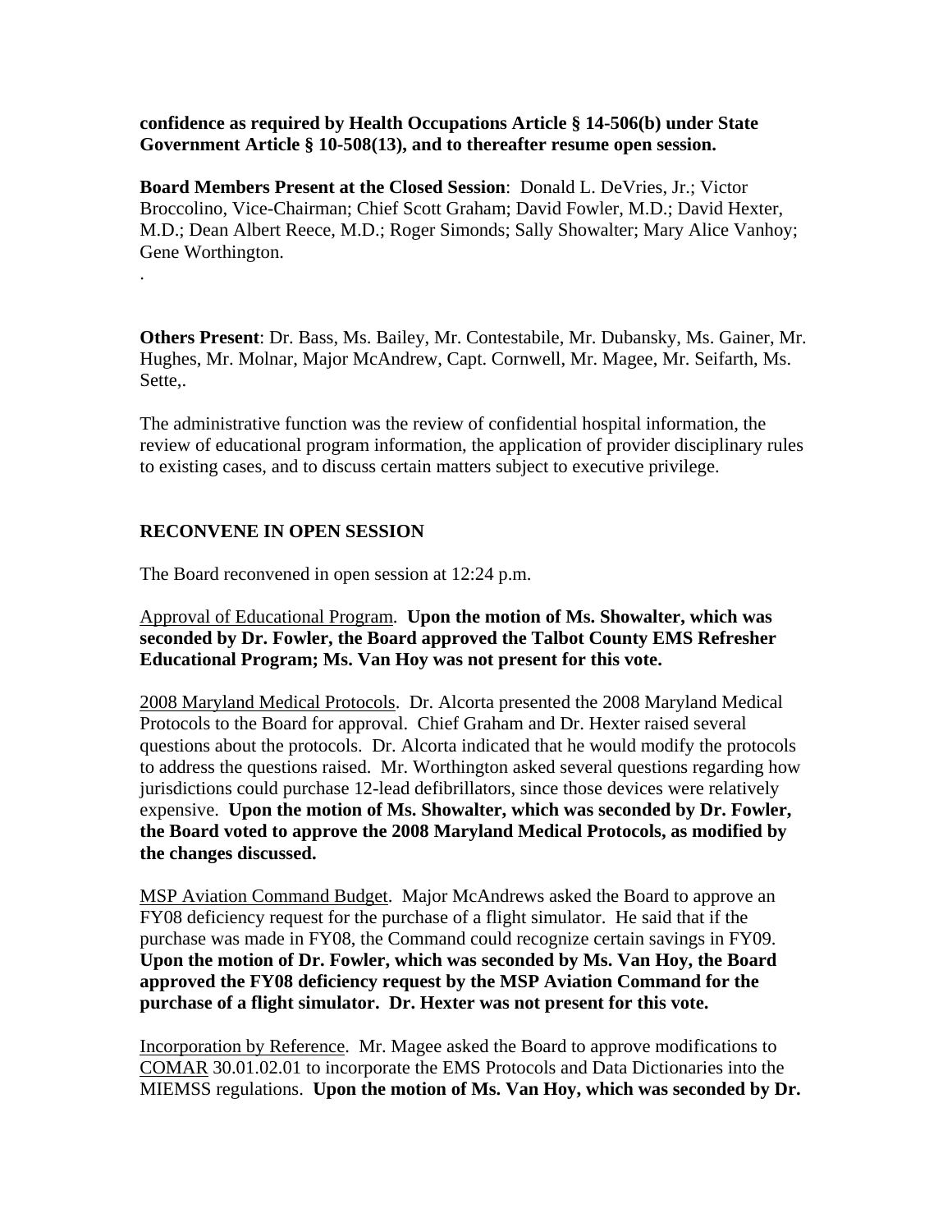**confidence as required by Health Occupations Article § 14-506(b) under State Government Article § 10-508(13), and to thereafter resume open session.**

**Board Members Present at the Closed Session**: Donald L. DeVries, Jr.; Victor Broccolino, Vice-Chairman; Chief Scott Graham; David Fowler, M.D.; David Hexter, M.D.; Dean Albert Reece, M.D.; Roger Simonds; Sally Showalter; Mary Alice Vanhoy; Gene Worthington.

.

**Others Present**: Dr. Bass, Ms. Bailey, Mr. Contestabile, Mr. Dubansky, Ms. Gainer, Mr. Hughes, Mr. Molnar, Major McAndrew, Capt. Cornwell, Mr. Magee, Mr. Seifarth, Ms. Sette,.

The administrative function was the review of confidential hospital information, the review of educational program information, the application of provider disciplinary rules to existing cases, and to discuss certain matters subject to executive privilege.

## RECONVENE IN OPEN SESSION

The Board reconvened in open session at 12:24 p.m.

Approval of Educational Program. **Upon the motion of Ms. Showalter, which was seconded by Dr. Fowler, the Board approved the Talbot County EMS Refresher Educational Program; Ms. Van Hoy was not present for this vote.**

2008 Maryland Medical Protocols. Dr. Alcorta presented the 2008 Maryland Medical Protocols to the Board for approval. Chief Graham and Dr. Hexter raised several questions about the protocols. Dr. Alcorta indicated that he would modify the protocols to address the questions raised. Mr. Worthington asked several questions regarding how jurisdictions could purchase 12-lead defibrillators, since those devices were relatively expensive. **Upon the motion of Ms. Showalter, which was seconded by Dr. Fowler, the Board voted to approve the 2008 Maryland Medical Protocols, as modified by the changes discussed.**

MSP Aviation Command Budget. Major McAndrews asked the Board to approve an FY08 deficiency request for the purchase of a flight simulator. He said that if the purchase was made in FY08, the Command could recognize certain savings in FY09. **Upon the motion of Dr. Fowler, which was seconded by Ms. Van Hoy, the Board approved the FY08 deficiency request by the MSP Aviation Command for the purchase of a flight simulator. Dr. Hexter was not present for this vote.**

Incorporation by Reference. Mr. Magee asked the Board to approve modifications to COMAR 30.01.02.01 to incorporate the EMS Protocols and Data Dictionaries into the MIEMSS regulations. **Upon the motion of Ms. Van Hoy, which was seconded by Dr.**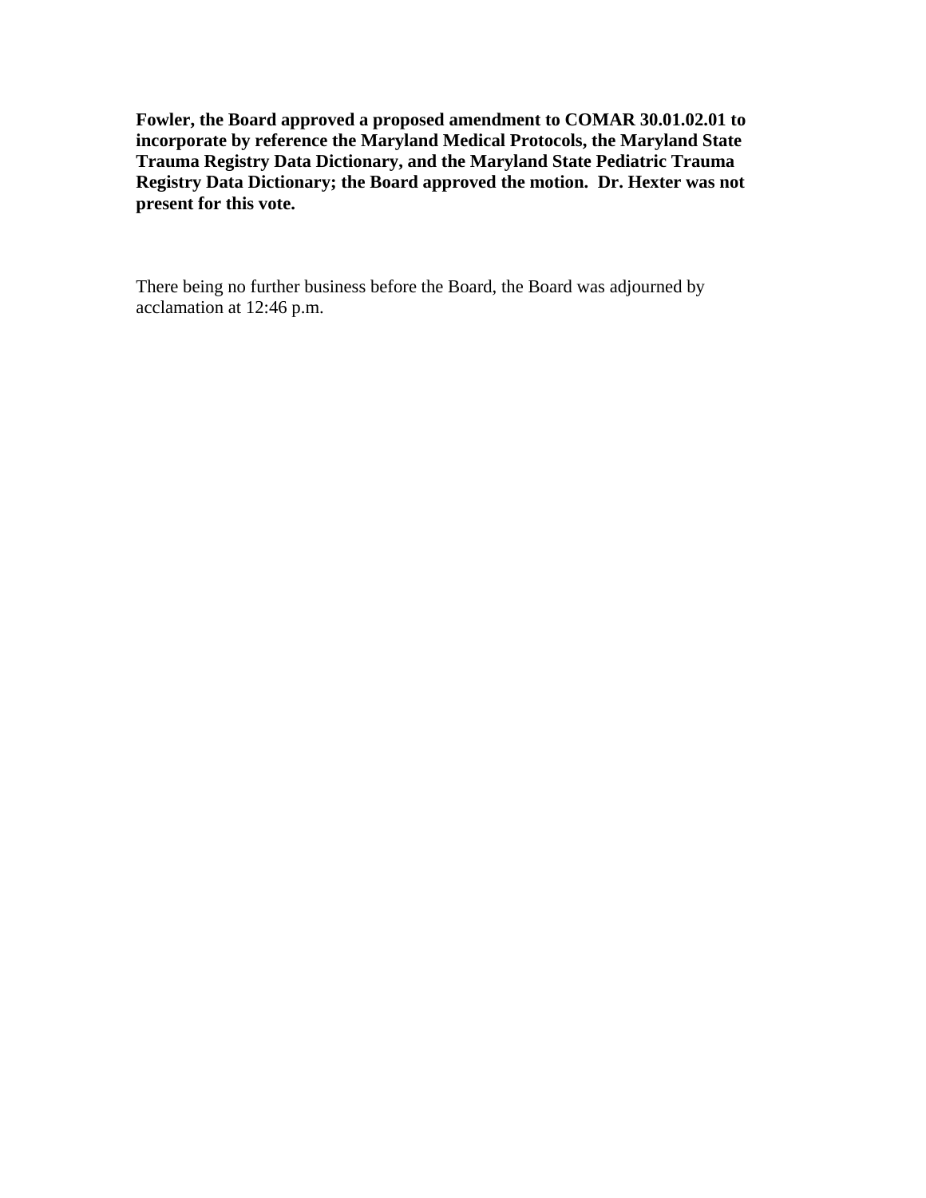**Fowler, the Board approved a proposed amendment to COMAR 30.01.02.01 to incorporate by reference the Maryland Medical Protocols, the Maryland State Trauma Registry Data Dictionary, and the Maryland State Pediatric Trauma Registry Data Dictionary; the Board approved the motion. Dr. Hexter was not present for this vote.**

There being no further business before the Board, the Board was adjourned by acclamation at 12:46 p.m.